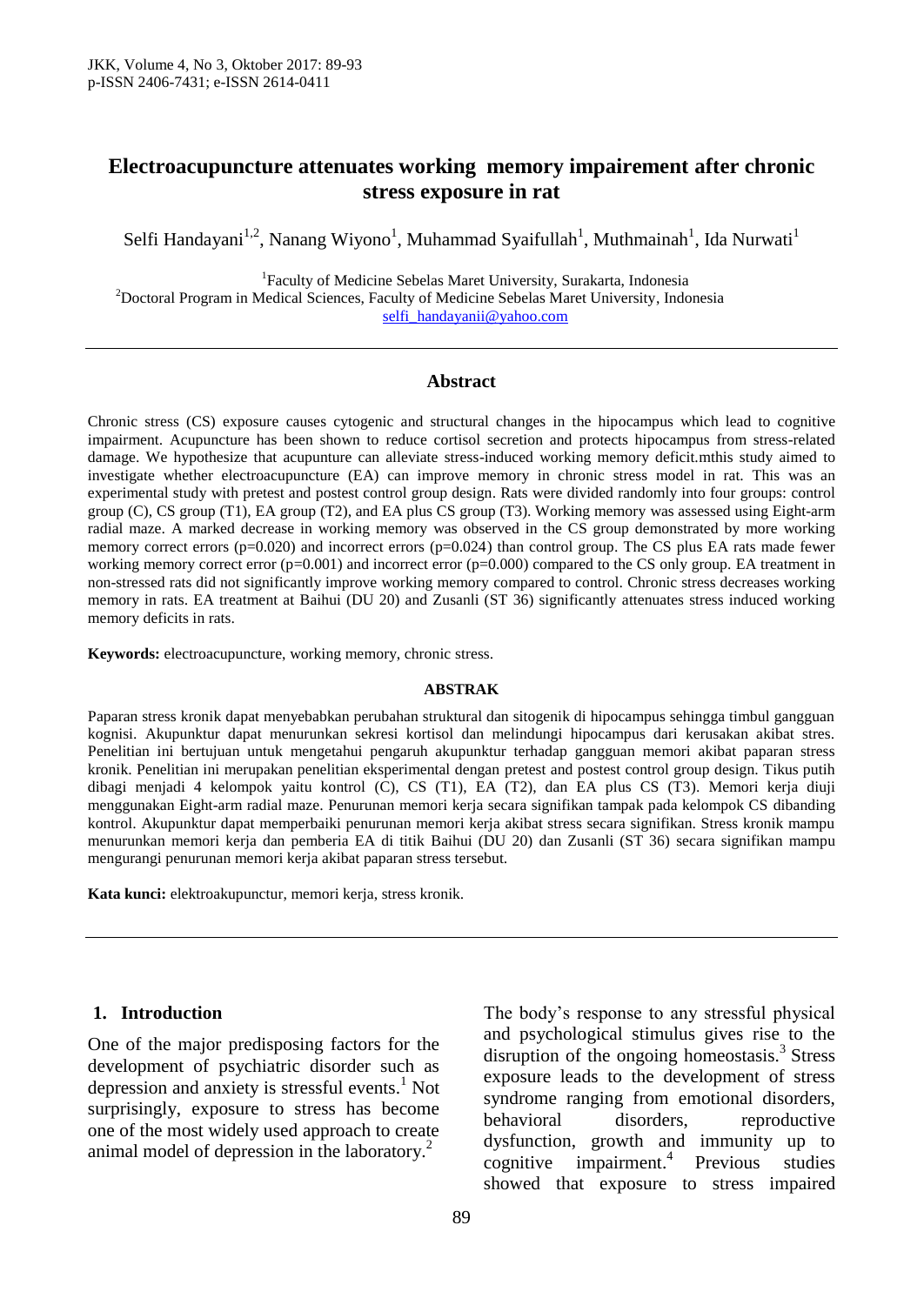# Electroacupuncture attenuates working memory impairement after chronic stress exposure in rat

Selfi Handayani[1,2], Nanang Wiyono[1], Muhammad Syaifullah[1], Muthmainah[1], Ida Nurwati[1]

[1]Faculty of Medicine Sebelas Maret University, Surakarta, Indonesia
[2]Doctoral Program in Medical Sciences, Faculty of Medicine Sebelas Maret University, Indonesia
selfi_handayanii@yahoo.com

## Abstract

Chronic stress (CS) exposure causes cytogenic and structural changes in the hipocampus which lead to cognitive impairment. Acupuncture has been shown to reduce cortisol secretion and protects hipocampus from stress-related damage. We hypothesize that acupunture can alleviate stress-induced working memory deficit.mthis study aimed to investigate whether electroacupuncture (EA) can improve memory in chronic stress model in rat. This was an experimental study with pretest and postest control group design. Rats were divided randomly into four groups: control group (C), CS group (T1), EA group (T2), and EA plus CS group (T3). Working memory was assessed using Eight-arm radial maze. A marked decrease in working memory was observed in the CS group demonstrated by more working memory correct errors (p=0.020) and incorrect errors (p=0.024) than control group. The CS plus EA rats made fewer working memory correct error (p=0.001) and incorrect error (p=0.000) compared to the CS only group. EA treatment in non-stressed rats did not significantly improve working memory compared to control. Chronic stress decreases working memory in rats. EA treatment at Baihui (DU 20) and Zusanli (ST 36) significantly attenuates stress induced working memory deficits in rats.

**Keywords:** electroacupuncture, working memory, chronic stress.

## ABSTRAK

Paparan stress kronik dapat menyebabkan perubahan struktural dan sitogenik di hipocampus sehingga timbul gangguan kognisi. Akupunktur dapat menurunkan sekresi kortisol dan melindungi hipocampus dari kerusakan akibat stres. Penelitian ini bertujuan untuk mengetahui pengaruh akupunktur terhadap gangguan memori akibat paparan stress kronik. Penelitian ini merupakan penelitian eksperimental dengan pretest and postest control group design. Tikus putih dibagi menjadi 4 kelompok yaitu kontrol (C), CS (T1), EA (T2), dan EA plus CS (T3). Memori kerja diuji menggunakan Eight-arm radial maze. Penurunan memori kerja secara signifikan tampak pada kelompok CS dibanding kontrol. Akupunktur dapat memperbaiki penurunan memori kerja akibat stress secara signifikan. Stress kronik mampu menurunkan memori kerja dan pemberia EA di titik Baihui (DU 20) dan Zusanli (ST 36) secara signifikan mampu mengurangi penurunan memori kerja akibat paparan stress tersebut.

**Kata kunci:** elektroakupunctur, memori kerja, stress kronik.

## 1. Introduction

One of the major predisposing factors for the development of psychiatric disorder such as depression and anxiety is stressful events.[1] Not surprisingly, exposure to stress has become one of the most widely used approach to create animal model of depression in the laboratory.[2]

The body's response to any stressful physical and psychological stimulus gives rise to the disruption of the ongoing homeostasis.[3] Stress exposure leads to the development of stress syndrome ranging from emotional disorders, behavioral disorders, reproductive dysfunction, growth and immunity up to cognitive impairment.[4] Previous studies showed that exposure to stress impaired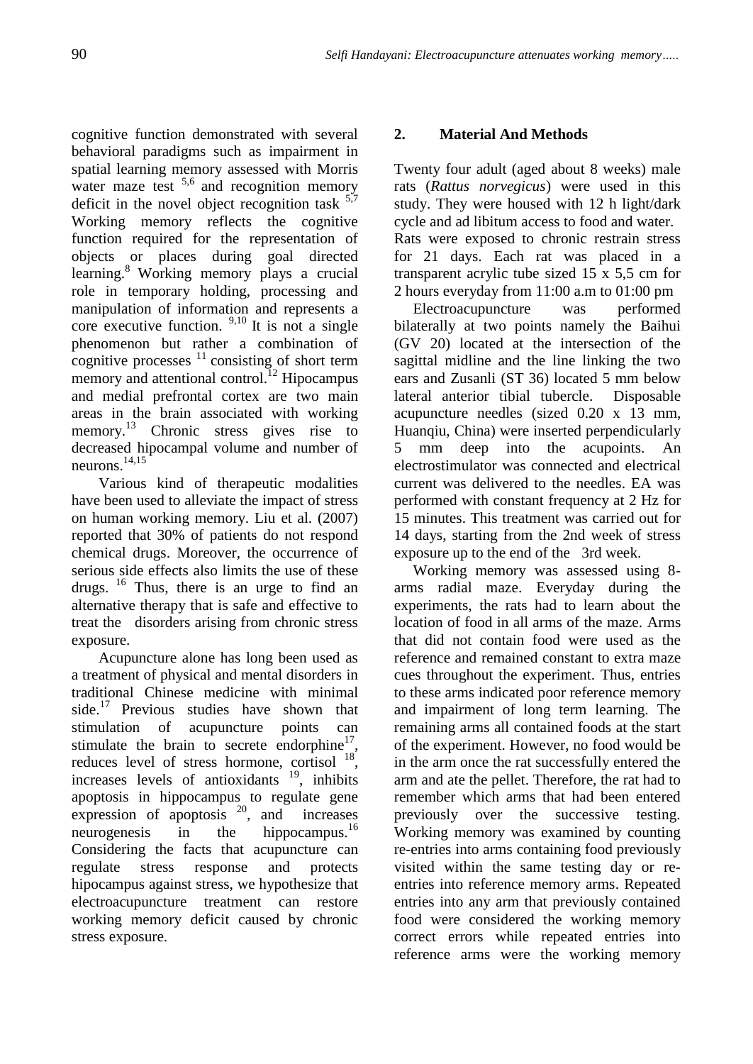cognitive function demonstrated with several behavioral paradigms such as impairment in spatial learning memory assessed with Morris water maze test [5,6] and recognition memory deficit in the novel object recognition task [5,7] Working memory reflects the cognitive function required for the representation of objects or places during goal directed learning.[8] Working memory plays a crucial role in temporary holding, processing and manipulation of information and represents a core executive function. [9,10] It is not a single phenomenon but rather a combination of cognitive processes [11] consisting of short term memory and attentional control.[12] Hipocampus and medial prefrontal cortex are two main areas in the brain associated with working memory.[13] Chronic stress gives rise to decreased hipocampal volume and number of neurons.[14,15]

Various kind of therapeutic modalities have been used to alleviate the impact of stress on human working memory. Liu et al. (2007) reported that 30% of patients do not respond chemical drugs. Moreover, the occurrence of serious side effects also limits the use of these drugs. [16] Thus, there is an urge to find an alternative therapy that is safe and effective to treat the disorders arising from chronic stress exposure.

Acupuncture alone has long been used as a treatment of physical and mental disorders in traditional Chinese medicine with minimal side.[17] Previous studies have shown that stimulation of acupuncture points can stimulate the brain to secrete endorphine[17], reduces level of stress hormone, cortisol [18], increases levels of antioxidants [19], inhibits apoptosis in hippocampus to regulate gene expression of apoptosis [20], and increases neurogenesis in the hippocampus.[16] Considering the facts that acupuncture can regulate stress response and protects hipocampus against stress, we hypothesize that electroacupuncture treatment can restore working memory deficit caused by chronic stress exposure.

## 2. Material And Methods

Twenty four adult (aged about 8 weeks) male rats (*Rattus norvegicus*) were used in this study. They were housed with 12 h light/dark cycle and ad libitum access to food and water. Rats were exposed to chronic restrain stress for 21 days. Each rat was placed in a transparent acrylic tube sized 15 x 5,5 cm for 2 hours everyday from 11:00 a.m to 01:00 pm

Electroacupuncture was performed bilaterally at two points namely the Baihui (GV 20) located at the intersection of the sagittal midline and the line linking the two ears and Zusanli (ST 36) located 5 mm below lateral anterior tibial tubercle. Disposable acupuncture needles (sized 0.20 x 13 mm, Huanqiu, China) were inserted perpendicularly 5 mm deep into the acupoints. An electrostimulator was connected and electrical current was delivered to the needles. EA was performed with constant frequency at 2 Hz for 15 minutes. This treatment was carried out for 14 days, starting from the 2nd week of stress exposure up to the end of the 3rd week.

Working memory was assessed using 8-arms radial maze. Everyday during the experiments, the rats had to learn about the location of food in all arms of the maze. Arms that did not contain food were used as the reference and remained constant to extra maze cues throughout the experiment. Thus, entries to these arms indicated poor reference memory and impairment of long term learning. The remaining arms all contained foods at the start of the experiment. However, no food would be in the arm once the rat successfully entered the arm and ate the pellet. Therefore, the rat had to remember which arms that had been entered previously over the successive testing. Working memory was examined by counting re-entries into arms containing food previously visited within the same testing day or re-entries into reference memory arms. Repeated entries into any arm that previously contained food were considered the working memory correct errors while repeated entries into reference arms were the working memory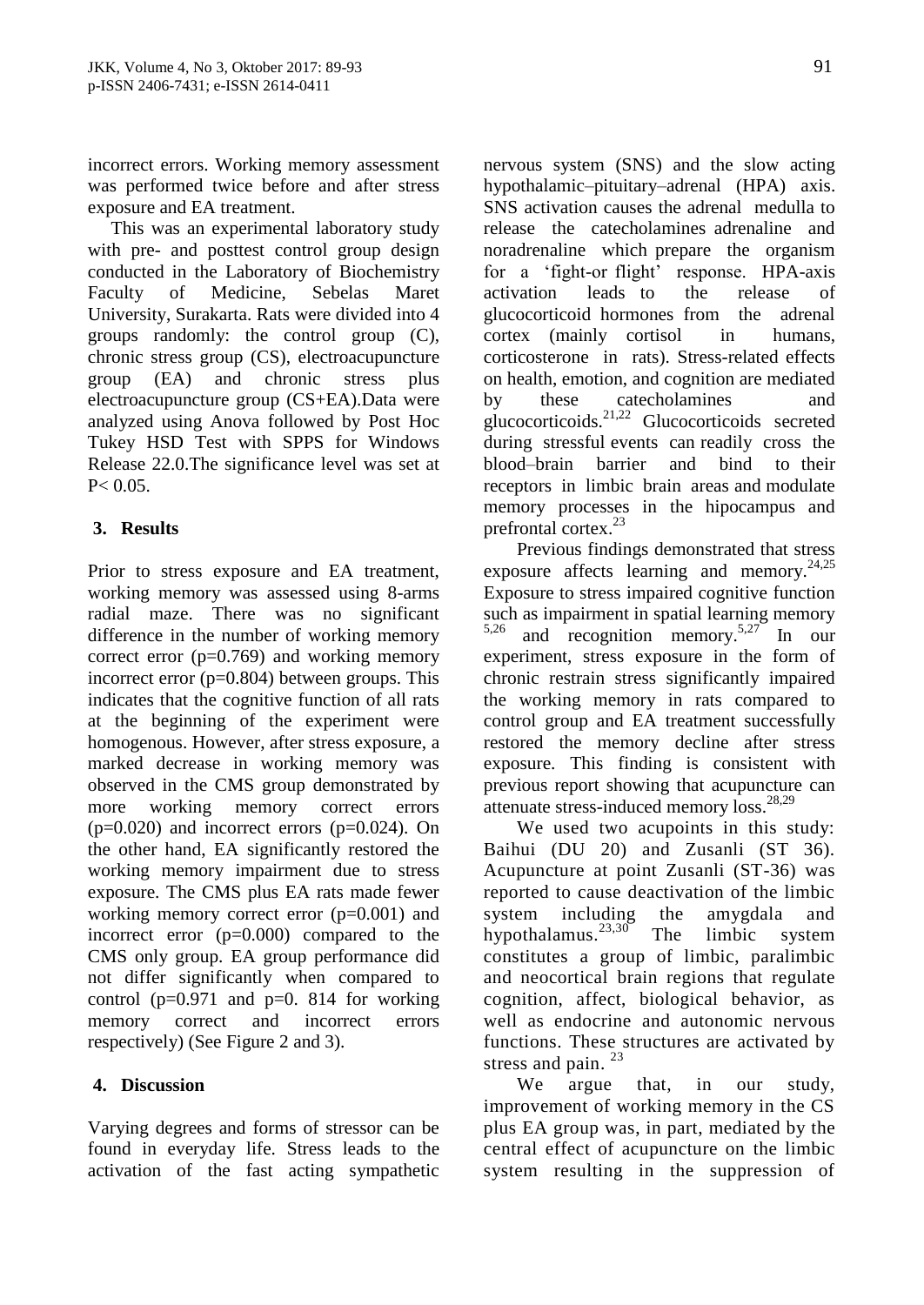incorrect errors. Working memory assessment was performed twice before and after stress exposure and EA treatment.

This was an experimental laboratory study with pre- and posttest control group design conducted in the Laboratory of Biochemistry Faculty of Medicine, Sebelas Maret University, Surakarta. Rats were divided into 4 groups randomly: the control group (C), chronic stress group (CS), electroacupuncture group (EA) and chronic stress plus electroacupuncture group (CS+EA).Data were analyzed using Anova followed by Post Hoc Tukey HSD Test with SPPS for Windows Release 22.0.The significance level was set at $P< 0.05$.

## 3. Results

Prior to stress exposure and EA treatment, working memory was assessed using 8-arms radial maze. There was no significant difference in the number of working memory correct error ($p=0.769$) and working memory incorrect error ($p=0.804$) between groups. This indicates that the cognitive function of all rats at the beginning of the experiment were homogenous. However, after stress exposure, a marked decrease in working memory was observed in the CMS group demonstrated by more working memory correct errors ($p=0.020$) and incorrect errors ($p=0.024$). On the other hand, EA significantly restored the working memory impairment due to stress exposure. The CMS plus EA rats made fewer working memory correct error ($p=0.001$) and incorrect error ($p=0.000$) compared to the CMS only group. EA group performance did not differ significantly when compared to control ($p=0.971$ and p=0. 814 for working memory correct and incorrect errors respectively) (See Figure 2 and 3).

## 4. Discussion

Varying degrees and forms of stressor can be found in everyday life. Stress leads to the activation of the fast acting sympathetic nervous system (SNS) and the slow acting hypothalamic–pituitary–adrenal (HPA) axis. SNS activation causes the adrenal medulla to release the catecholamines adrenaline and noradrenaline which prepare the organism for a 'fight-or flight' response. HPA-axis activation leads to the release of glucocorticoid hormones from the adrenal cortex (mainly cortisol in humans, corticosterone in rats). Stress-related effects on health, emotion, and cognition are mediated by these catecholamines and glucocorticoids.[21,22] Glucocorticoids secreted during stressful events can readily cross the blood–brain barrier and bind to their receptors in limbic brain areas and modulate memory processes in the hipocampus and prefrontal cortex.[23]

Previous findings demonstrated that stress exposure affects learning and memory.[24,25] Exposure to stress impaired cognitive function such as impairment in spatial learning memory [5,26] and recognition memory.[5,27] In our experiment, stress exposure in the form of chronic restrain stress significantly impaired the working memory in rats compared to control group and EA treatment successfully restored the memory decline after stress exposure. This finding is consistent with previous report showing that acupuncture can attenuate stress-induced memory loss.[28,29]

We used two acupoints in this study: Baihui (DU 20) and Zusanli (ST 36). Acupuncture at point Zusanli (ST-36) was reported to cause deactivation of the limbic system including the amygdala and hypothalamus.[23,30] The limbic system constitutes a group of limbic, paralimbic and neocortical brain regions that regulate cognition, affect, biological behavior, as well as endocrine and autonomic nervous functions. These structures are activated by stress and pain. [23]

We argue that, in our study, improvement of working memory in the CS plus EA group was, in part, mediated by the central effect of acupuncture on the limbic system resulting in the suppression of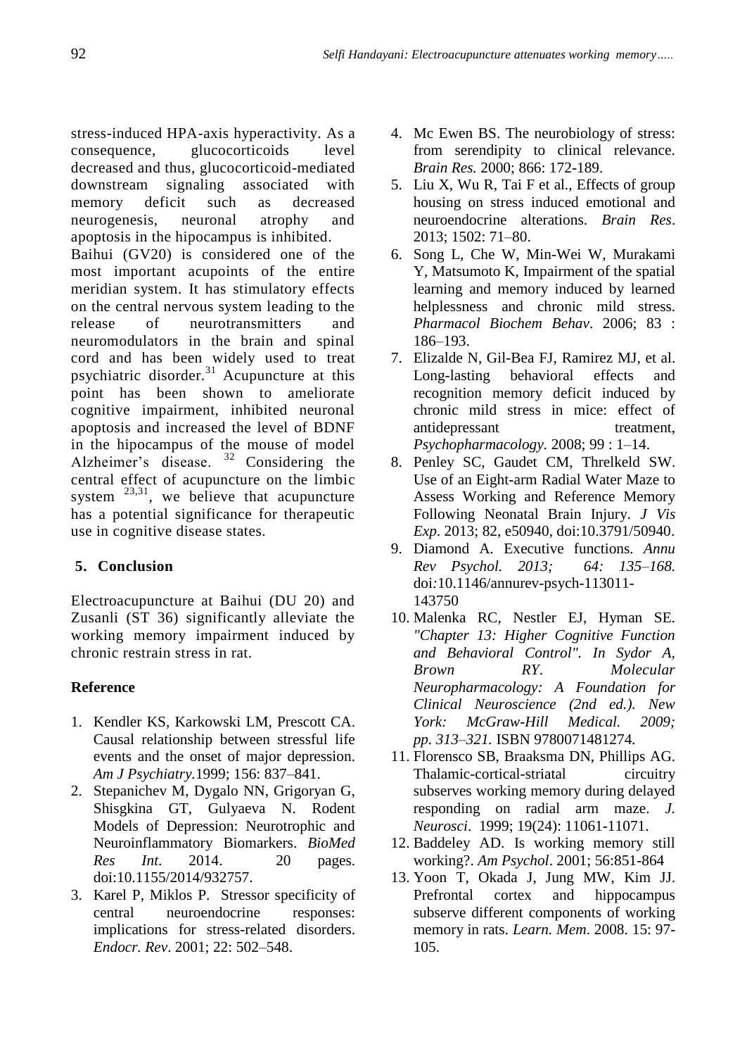stress-induced HPA-axis hyperactivity. As a consequence, glucocorticoids level decreased and thus, glucocorticoid-mediated downstream signaling associated with memory deficit such as decreased neurogenesis, neuronal atrophy and apoptosis in the hipocampus is inhibited.

Baihui (GV20) is considered one of the most important acupoints of the entire meridian system. It has stimulatory effects on the central nervous system leading to the release of neurotransmitters and neuromodulators in the brain and spinal cord and has been widely used to treat psychiatric disorder.[31] Acupuncture at this point has been shown to ameliorate cognitive impairment, inhibited neuronal apoptosis and increased the level of BDNF in the hipocampus of the mouse of model Alzheimer's disease. [32] Considering the central effect of acupuncture on the limbic system [23,31], we believe that acupuncture has a potential significance for therapeutic use in cognitive disease states.

## 5. Conclusion

Electroacupuncture at Baihui (DU 20) and Zusanli (ST 36) significantly alleviate the working memory impairment induced by chronic restrain stress in rat.

## Reference

1. Kendler KS, Karkowski LM, Prescott CA. Causal relationship between stressful life events and the onset of major depression. *Am J Psychiatry.*1999; 156: 837–841.
2. Stepanichev M, Dygalo NN, Grigoryan G, Shisgkina GT, Gulyaeva N. Rodent Models of Depression: Neurotrophic and Neuroinflammatory Biomarkers. *BioMed Res Int*. 2014. 20 pages. doi:10.1155/2014/932757.
3. Karel P, Miklos P. Stressor specificity of central neuroendocrine responses: implications for stress-related disorders. *Endocr. Rev*. 2001; 22: 502–548.
4. Mc Ewen BS. The neurobiology of stress: from serendipity to clinical relevance. *Brain Res.* 2000; 866: 172-189.
5. Liu X, Wu R, Tai F et al., Effects of group housing on stress induced emotional and neuroendocrine alterations. *Brain Res*. 2013; 1502: 71–80.
6. Song L, Che W, Min-Wei W, Murakami Y, Matsumoto K, Impairment of the spatial learning and memory induced by learned helplessness and chronic mild stress. *Pharmacol Biochem Behav*. 2006; 83 : 186–193.
7. Elizalde N, Gil-Bea FJ, Ramirez MJ, et al. Long-lasting behavioral effects and recognition memory deficit induced by chronic mild stress in mice: effect of antidepressant treatment, *Psychopharmacology.* 2008; 99 : 1–14.
8. Penley SC, Gaudet CM, Threlkeld SW. Use of an Eight-arm Radial Water Maze to Assess Working and Reference Memory Following Neonatal Brain Injury. *J Vis Exp*. 2013; 82, e50940, doi:10.3791/50940.
9. Diamond A. Executive functions. *Annu Rev Psychol. 2013; 64: 135–168.* doi:10.1146/annurev-psych-113011-143750
10. Malenka RC, Nestler EJ, Hyman SE. *"Chapter 13: Higher Cognitive Function and Behavioral Control". In Sydor A, Brown RY. Molecular Neuropharmacology: A Foundation for Clinical Neuroscience (2nd ed.). New York: McGraw-Hill Medical. 2009; pp. 313–321.* ISBN 9780071481274.
11. Florensco SB, Braaksma DN, Phillips AG. Thalamic-cortical-striatal circuitry subserves working memory during delayed responding on radial arm maze. *J. Neurosci*. 1999; 19(24): 11061-11071.
12. Baddeley AD. Is working memory still working?. *Am Psychol*. 2001; 56:851-864
13. Yoon T, Okada J, Jung MW, Kim JJ. Prefrontal cortex and hippocampus subserve different components of working memory in rats. *Learn. Mem*. 2008. 15: 97-105.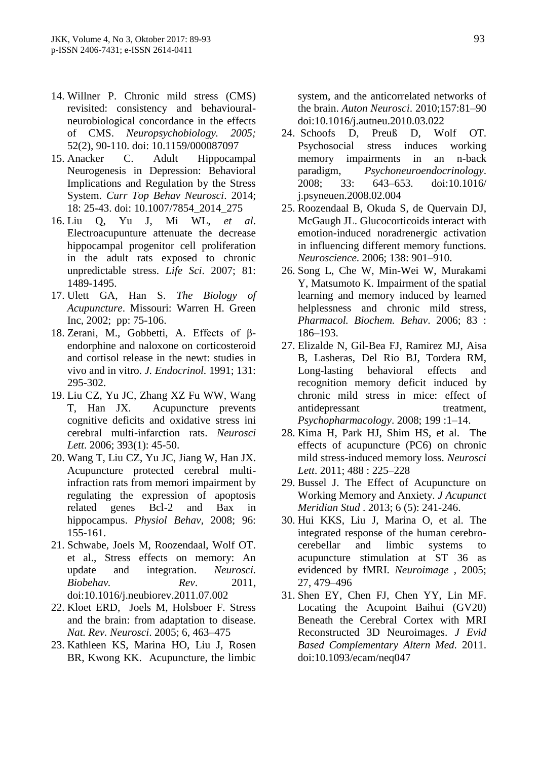14. Willner P. Chronic mild stress (CMS) revisited: consistency and behavioural-neurobiological concordance in the effects of CMS. *Neuropsychobiology. 2005;* 52(2), 90-110. doi: 10.1159/000087097
15. Anacker C. Adult Hippocampal Neurogenesis in Depression: Behavioral Implications and Regulation by the Stress System. *Curr Top Behav Neurosci*. 2014; 18: 25-43. doi: 10.1007/7854_2014_275
16. Liu Q, Yu J, Mi WL, *et al*. Electroacupunture attenuate the decrease hippocampal progenitor cell proliferation in the adult rats exposed to chronic unpredictable stress. *Life Sci*. 2007; 81: 1489-1495.
17. Ulett GA, Han S. *The Biology of Acupuncture*. Missouri: Warren H. Green Inc, 2002; pp: 75-106.
18. Zerani, M., Gobbetti, A. Effects of β-endorphine and naloxone on corticosteroid and cortisol release in the newt: studies in vivo and in vitro. *J. Endocrinol*. 1991; 131: 295-302.
19. Liu CZ, Yu JC, Zhang XZ Fu WW, Wang T, Han JX. Acupuncture prevents cognitive deficits and oxidative stress ini cerebral multi-infarction rats. *Neurosci Lett*. 2006; 393(1): 45-50.
20. Wang T, Liu CZ, Yu JC, Jiang W, Han JX. Acupuncture protected cerebral multi-infraction rats from memori impairment by regulating the expression of apoptosis related genes Bcl-2 and Bax in hippocampus. *Physiol Behav*, 2008; 96: 155-161.
21. Schwabe, Joels M, Roozendaal, Wolf OT. et al., Stress effects on memory: An update and integration. *Neurosci. Biobehav. Rev*. 2011, doi:10.1016/j.neubiorev.2011.07.002
22. Kloet ERD, Joels M, Holsboer F. Stress and the brain: from adaptation to disease. *Nat. Rev. Neurosci*. 2005; 6, 463–475
23. Kathleen KS, Marina HO, Liu J, Rosen BR, Kwong KK. Acupuncture, the limbic system, and the anticorrelated networks of the brain. *Auton Neurosci*. 2010;157:81–90 doi:10.1016/j.autneu.2010.03.022
24. Schoofs D, Preuß D, Wolf OT. Psychosocial stress induces working memory impairments in an n-back paradigm, *Psychoneuroendocrinology*. 2008; 33: 643–653. doi:10.1016/ j.psyneuen.2008.02.004
25. Roozendaal B, Okuda S, de Quervain DJ, McGaugh JL. Glucocorticoids interact with emotion-induced noradrenergic activation in influencing different memory functions. *Neuroscience*. 2006; 138: 901–910.
26. Song L, Che W, Min-Wei W, Murakami Y, Matsumoto K. Impairment of the spatial learning and memory induced by learned helplessness and chronic mild stress, *Pharmacol. Biochem. Behav*. 2006; 83 : 186–193.
27. Elizalde N, Gil-Bea FJ, Ramirez MJ, Aisa B, Lasheras, Del Rio BJ, Tordera RM, Long-lasting behavioral effects and recognition memory deficit induced by chronic mild stress in mice: effect of antidepressant treatment, *Psychopharmacology*. 2008; 199 :1–14.
28. Kima H, Park HJ, Shim HS, et al. The effects of acupuncture (PC6) on chronic mild stress-induced memory loss. *Neurosci Lett*. 2011; 488 : 225–228
29. Bussel J. The Effect of Acupuncture on Working Memory and Anxiety. *J Acupunct Meridian Stud* . 2013; 6 (5): 241-246.
30. Hui KKS, Liu J, Marina O, et al. The integrated response of the human cerebro-cerebellar and limbic systems to acupuncture stimulation at ST 36 as evidenced by fMRI. *Neuroimage* , 2005; 27, 479–496
31. Shen EY, Chen FJ, Chen YY, Lin MF. Locating the Acupoint Baihui (GV20) Beneath the Cerebral Cortex with MRI Reconstructed 3D Neuroimages. *J Evid Based Complementary Altern Med*. 2011. doi:10.1093/ecam/neq047